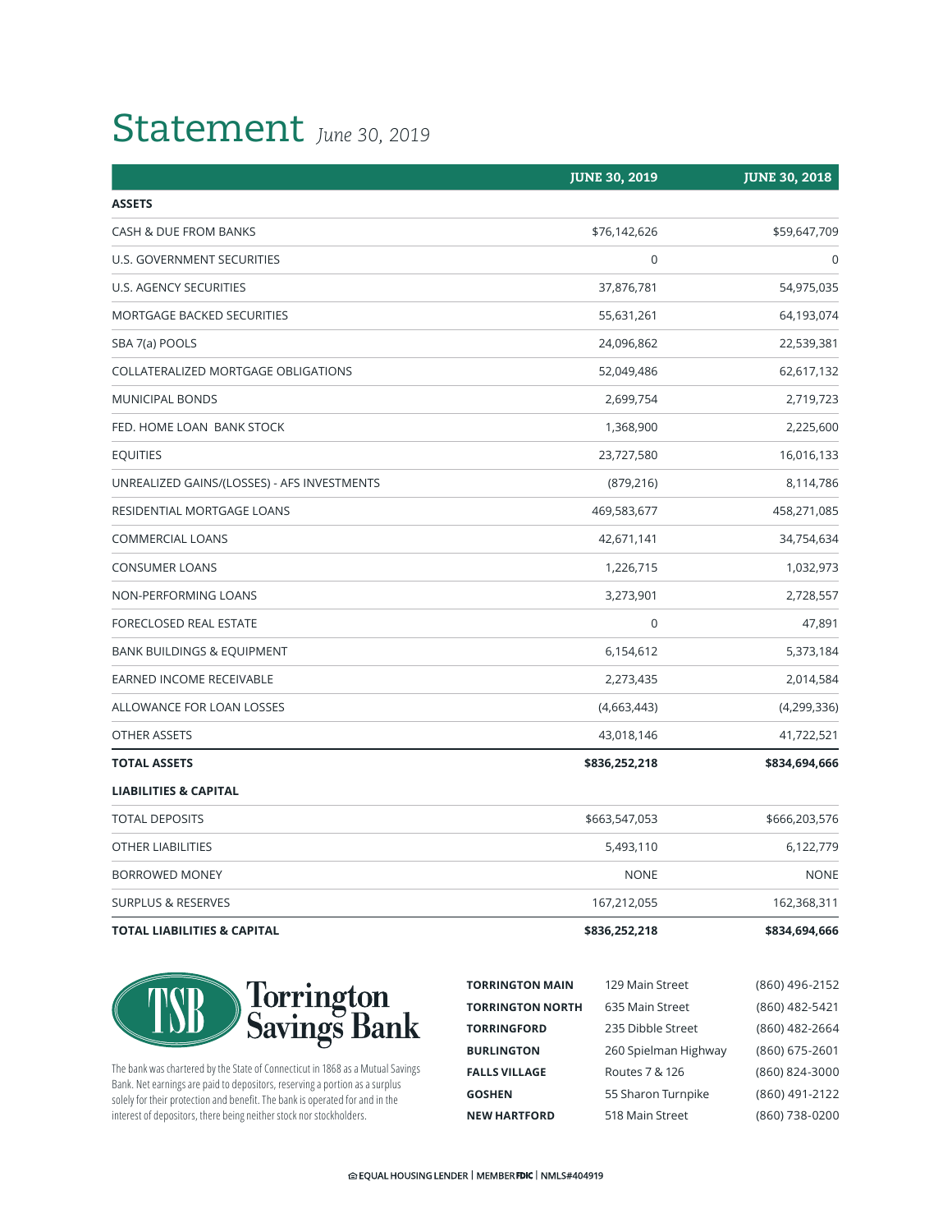# Statement *June 30, 2019*

| | JUNE 30, 2019 | JUNE 30, 2018 |
|---|---|---|
| **ASSETS** | | |
| CASH & DUE FROM BANKS | $76,142,626 | $59,647,709 |
| U.S. GOVERNMENT SECURITIES | 0 | 0 |
| U.S. AGENCY SECURITIES | 37,876,781 | 54,975,035 |
| MORTGAGE BACKED SECURITIES | 55,631,261 | 64,193,074 |
| SBA 7(a) POOLS | 24,096,862 | 22,539,381 |
| COLLATERALIZED MORTGAGE OBLIGATIONS | 52,049,486 | 62,617,132 |
| MUNICIPAL BONDS | 2,699,754 | 2,719,723 |
| FED. HOME LOAN BANK STOCK | 1,368,900 | 2,225,600 |
| EQUITIES | 23,727,580 | 16,016,133 |
| UNREALIZED GAINS/(LOSSES) - AFS INVESTMENTS | (879,216) | 8,114,786 |
| RESIDENTIAL MORTGAGE LOANS | 469,583,677 | 458,271,085 |
| COMMERCIAL LOANS | 42,671,141 | 34,754,634 |
| CONSUMER LOANS | 1,226,715 | 1,032,973 |
| NON-PERFORMING LOANS | 3,273,901 | 2,728,557 |
| FORECLOSED REAL ESTATE | 0 | 47,891 |
| BANK BUILDINGS & EQUIPMENT | 6,154,612 | 5,373,184 |
| EARNED INCOME RECEIVABLE | 2,273,435 | 2,014,584 |
| ALLOWANCE FOR LOAN LOSSES | (4,663,443) | (4,299,336) |
| OTHER ASSETS | 43,018,146 | 41,722,521 |
| **TOTAL ASSETS** | **$836,252,218** | **$834,694,666** |
| **LIABILITIES & CAPITAL** | | |
| TOTAL DEPOSITS | $663,547,053 | $666,203,576 |
| OTHER LIABILITIES | 5,493,110 | 6,122,779 |
| BORROWED MONEY | NONE | NONE |
| SURPLUS & RESERVES | 167,212,055 | 162,368,311 |
| **TOTAL LIABILITIES & CAPITAL** | **$836,252,218** | **$834,694,666** |

TSB Torrington Savings Bank

The bank was chartered by the State of Connecticut in 1868 as a Mutual Savings Bank. Net earnings are paid to depositors, reserving a portion as a surplus solely for their protection and benefit. The bank is operated for and in the interest of depositors, there being neither stock nor stockholders.

| | | |
|---|---|---|
| **TORRINGTON MAIN** | 129 Main Street | (860) 496-2152 |
| **TORRINGTON NORTH** | 635 Main Street | (860) 482-5421 |
| **TORRINGFORD** | 235 Dibble Street | (860) 482-2664 |
| **BURLINGTON** | 260 Spielman Highway | (860) 675-2601 |
| **FALLS VILLAGE** | Routes 7 & 126 | (860) 824-3000 |
| **GOSHEN** | 55 Sharon Turnpike | (860) 491-2122 |
| **NEW HARTFORD** | 518 Main Street | (860) 738-0200 |

EQUAL HOUSING LENDER | MEMBER FDIC | NMLS#404919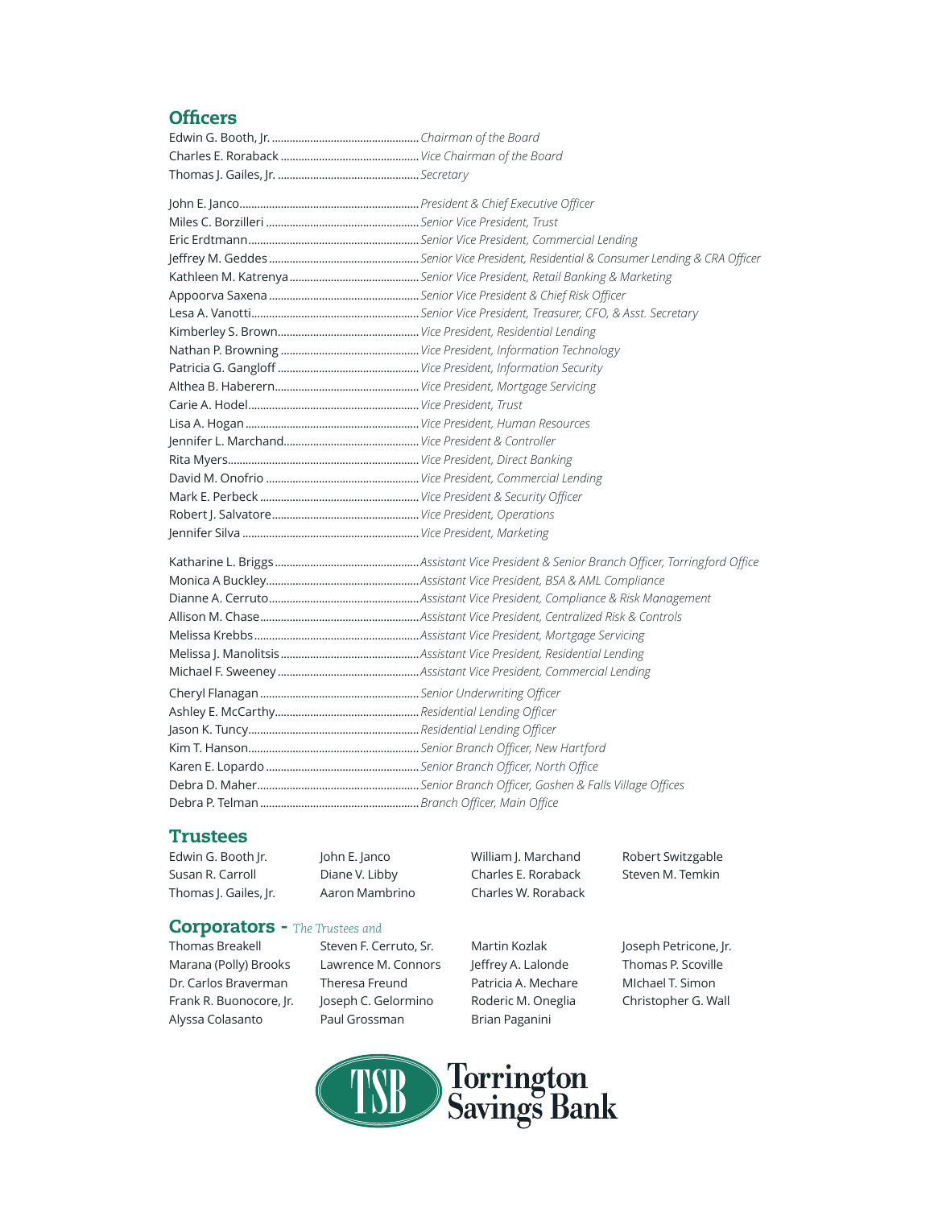## Officers

| | |
|---|---|
| Edwin G. Booth, Jr. | *Chairman of the Board* |
| Charles E. Roraback | *Vice Chairman of the Board* |
| Thomas J. Gailes, Jr. | *Secretary* |
| John E. Janco | *President & Chief Executive Officer* |
| Miles C. Borzilleri | *Senior Vice President, Trust* |
| Eric Erdtmann | *Senior Vice President, Commercial Lending* |
| Jeffrey M. Geddes | *Senior Vice President, Residential & Consumer Lending & CRA Officer* |
| Kathleen M. Katrenya | *Senior Vice President, Retail Banking & Marketing* |
| Appoorva Saxena | *Senior Vice President & Chief Risk Officer* |
| Lesa A. Vanotti | *Senior Vice President, Treasurer, CFO, & Asst. Secretary* |
| Kimberley S. Brown | *Vice President, Residential Lending* |
| Nathan P. Browning | *Vice President, Information Technology* |
| Patricia G. Gangloff | *Vice President, Information Security* |
| Althea B. Haberern | *Vice President, Mortgage Servicing* |
| Carie A. Hodel | *Vice President, Trust* |
| Lisa A. Hogan | *Vice President, Human Resources* |
| Jennifer L. Marchand | *Vice President & Controller* |
| Rita Myers | *Vice President, Direct Banking* |
| David M. Onofrio | *Vice President, Commercial Lending* |
| Mark E. Perbeck | *Vice President & Security Officer* |
| Robert J. Salvatore | *Vice President, Operations* |
| Jennifer Silva | *Vice President, Marketing* |
| Katharine L. Briggs | *Assistant Vice President & Senior Branch Officer, Torringford Office* |
| Monica A Buckley | *Assistant Vice President, BSA & AML Compliance* |
| Dianne A. Cerruto | *Assistant Vice President, Compliance & Risk Management* |
| Allison M. Chase | *Assistant Vice President, Centralized Risk & Controls* |
| Melissa Krebbs | *Assistant Vice President, Mortgage Servicing* |
| Melissa J. Manolitsis | *Assistant Vice President, Residential Lending* |
| Michael F. Sweeney | *Assistant Vice President, Commercial Lending* |
| Cheryl Flanagan | *Senior Underwriting Officer* |
| Ashley E. McCarthy | *Residential Lending Officer* |
| Jason K. Tuncy | *Residential Lending Officer* |
| Kim T. Hanson | *Senior Branch Officer, New Hartford* |
| Karen E. Lopardo | *Senior Branch Officer, North Office* |
| Debra D. Maher | *Senior Branch Officer, Goshen & Falls Village Offices* |
| Debra P. Telman | *Branch Officer, Main Office* |

## Trustees

Edwin G. Booth Jr.
Susan R. Carroll
Thomas J. Gailes, Jr.
John E. Janco
Diane V. Libby
Aaron Mambrino
William J. Marchand
Charles E. Roraback
Charles W. Roraback
Robert Switzgable
Steven M. Temkin

## Corporators - *The Trustees and*

Thomas Breakell
Marana (Polly) Brooks
Dr. Carlos Braverman
Frank R. Buonocore, Jr.
Alyssa Colasanto
Steven F. Cerruto, Sr.
Lawrence M. Connors
Theresa Freund
Joseph C. Gelormino
Paul Grossman
Martin Kozlak
Jeffrey A. Lalonde
Patricia A. Mechare
Roderic M. Oneglia
Brian Paganini
Joseph Petricone, Jr.
Thomas P. Scoville
MIchael T. Simon
Christopher G. Wall

TSB Torrington Savings Bank